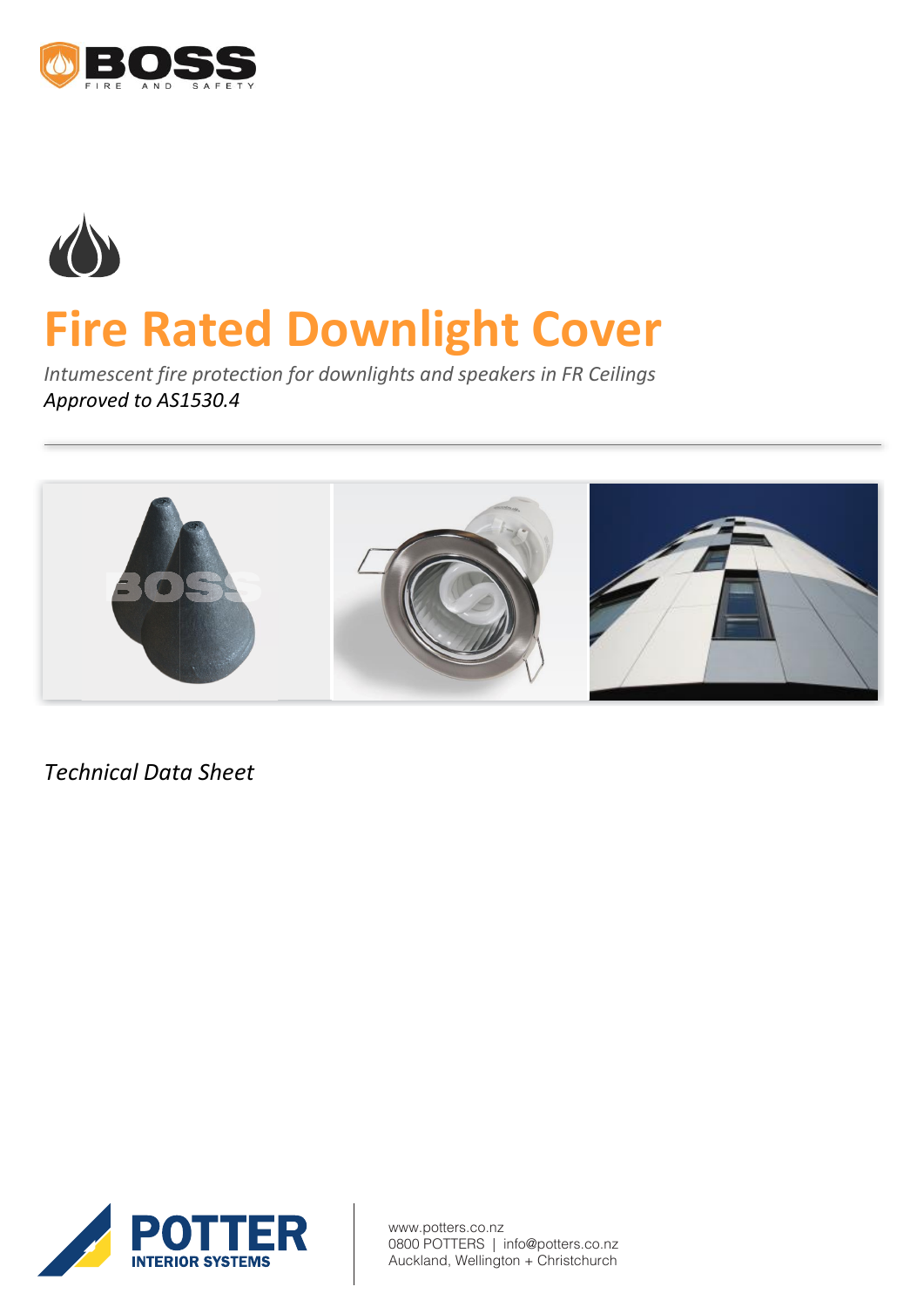BOSS FIRE AND SAFETY

# Fire Rated Downlight Cover

*Intumescent fire protection for downlights and speakers in FR Ceilings*

*Approved to AS1530.4*

---

*Technical Data Sheet*

POTTER INTERIOR SYSTEMS

www.potters.co.nz
0800 POTTERS | info@potters.co.nz
Auckland, Wellington + Christchurch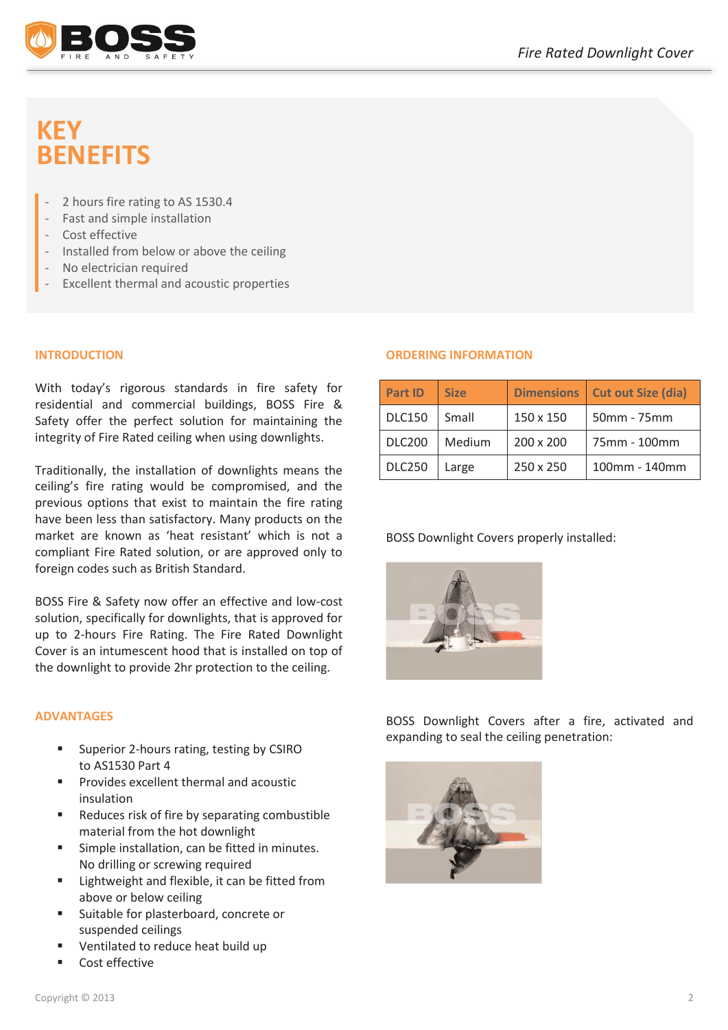# KEY BENEFITS

- 2 hours fire rating to AS 1530.4
- Fast and simple installation
- Cost effective
- Installed from below or above the ceiling
- No electrician required
- Excellent thermal and acoustic properties

## INTRODUCTION

With today's rigorous standards in fire safety for residential and commercial buildings, BOSS Fire & Safety offer the perfect solution for maintaining the integrity of Fire Rated ceiling when using downlights.

Traditionally, the installation of downlights means the ceiling's fire rating would be compromised, and the previous options that exist to maintain the fire rating have been less than satisfactory. Many products on the market are known as 'heat resistant' which is not a compliant Fire Rated solution, or are approved only to foreign codes such as British Standard.

BOSS Fire & Safety now offer an effective and low-cost solution, specifically for downlights, that is approved for up to 2-hours Fire Rating. The Fire Rated Downlight Cover is an intumescent hood that is installed on top of the downlight to provide 2hr protection to the ceiling.

## ADVANTAGES

- Superior 2-hours rating, testing by CSIRO to AS1530 Part 4
- Provides excellent thermal and acoustic insulation
- Reduces risk of fire by separating combustible material from the hot downlight
- Simple installation, can be fitted in minutes. No drilling or screwing required
- Lightweight and flexible, it can be fitted from above or below ceiling
- Suitable for plasterboard, concrete or suspended ceilings
- Ventilated to reduce heat build up
- Cost effective

## ORDERING INFORMATION

| Part ID | Size | Dimensions | Cut out Size (dia) |
|---|---|---|---|
| DLC150 | Small | 150 x 150 | 50mm - 75mm |
| DLC200 | Medium | 200 x 200 | 75mm - 100mm |
| DLC250 | Large | 250 x 250 | 100mm - 140mm |

BOSS Downlight Covers properly installed:

BOSS Downlight Covers after a fire, activated and expanding to seal the ceiling penetration:

Copyright © 2013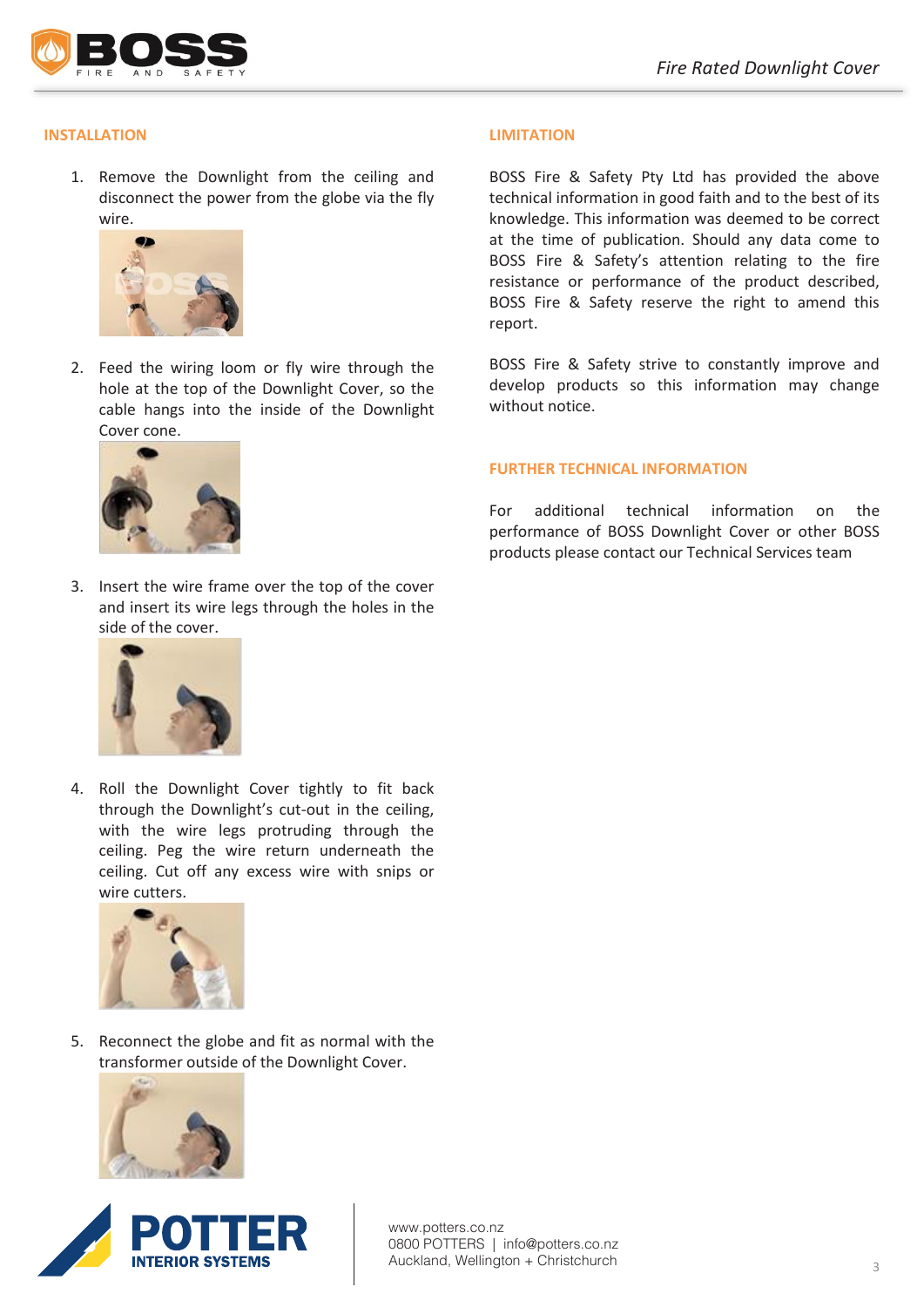## INSTALLATION

1. Remove the Downlight from the ceiling and disconnect the power from the globe via the fly wire.

2. Feed the wiring loom or fly wire through the hole at the top of the Downlight Cover, so the cable hangs into the inside of the Downlight Cover cone.

3. Insert the wire frame over the top of the cover and insert its wire legs through the holes in the side of the cover.

4. Roll the Downlight Cover tightly to fit back through the Downlight's cut-out in the ceiling, with the wire legs protruding through the ceiling. Peg the wire return underneath the ceiling. Cut off any excess wire with snips or wire cutters.

5. Reconnect the globe and fit as normal with the transformer outside of the Downlight Cover.

## LIMITATION

BOSS Fire & Safety Pty Ltd has provided the above technical information in good faith and to the best of its knowledge. This information was deemed to be correct at the time of publication. Should any data come to BOSS Fire & Safety's attention relating to the fire resistance or performance of the product described, BOSS Fire & Safety reserve the right to amend this report.

BOSS Fire & Safety strive to constantly improve and develop products so this information may change without notice.

## FURTHER TECHNICAL INFORMATION

For additional technical information on the performance of BOSS Downlight Cover or other BOSS products please contact our Technical Services team

www.potters.co.nz
0800 POTTERS | info@potters.co.nz
Auckland, Wellington + Christchurch